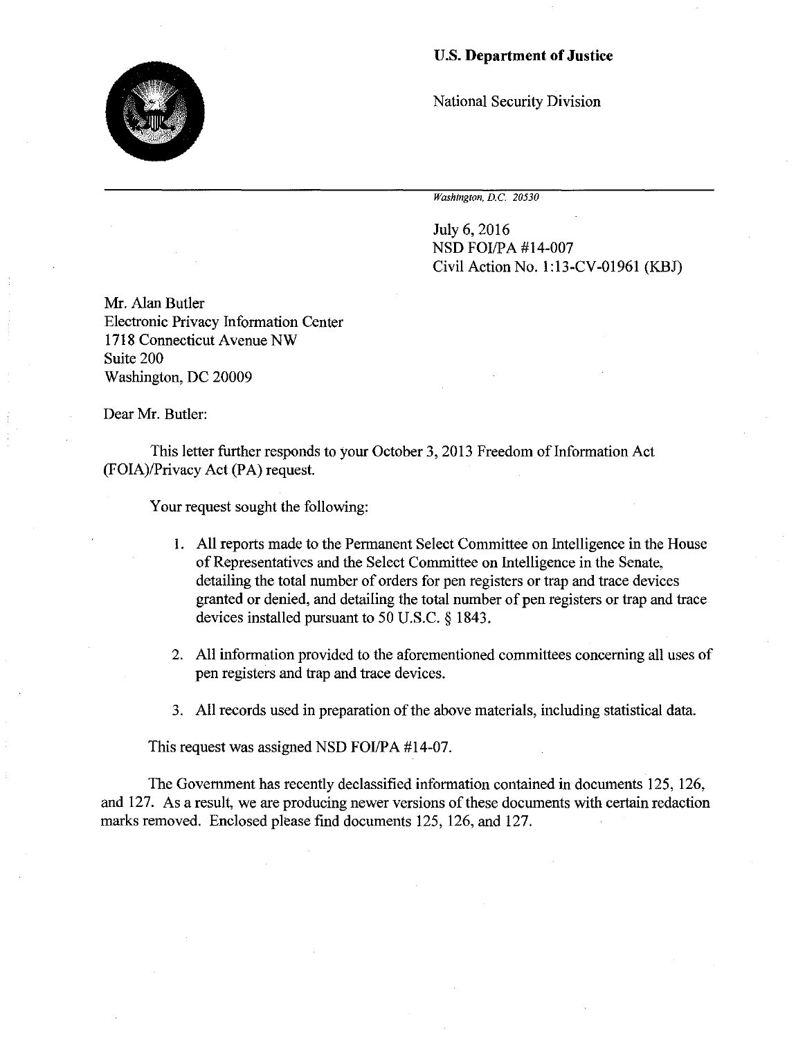**U.S. Department of Justice**

National Security Division

*Washington, D.C. 20530*

July 6, 2016
NSD FOI/PA #14-007
Civil Action No. 1:13-CV-01961 (KBJ)

Mr. Alan Butler
Electronic Privacy Information Center
1718 Connecticut Avenue NW
Suite 200
Washington, DC 20009

Dear Mr. Butler:

This letter further responds to your October 3, 2013 Freedom of Information Act (FOIA)/Privacy Act (PA) request.

Your request sought the following:

1. All reports made to the Permanent Select Committee on Intelligence in the House of Representatives and the Select Committee on Intelligence in the Senate, detailing the total number of orders for pen registers or trap and trace devices granted or denied, and detailing the total number of pen registers or trap and trace devices installed pursuant to 50 U.S.C. § 1843.

2. All information provided to the aforementioned committees concerning all uses of pen registers and trap and trace devices.

3. All records used in preparation of the above materials, including statistical data.

This request was assigned NSD FOI/PA #14-07.

The Government has recently declassified information contained in documents 125, 126, and 127. As a result, we are producing newer versions of these documents with certain redaction marks removed. Enclosed please find documents 125, 126, and 127.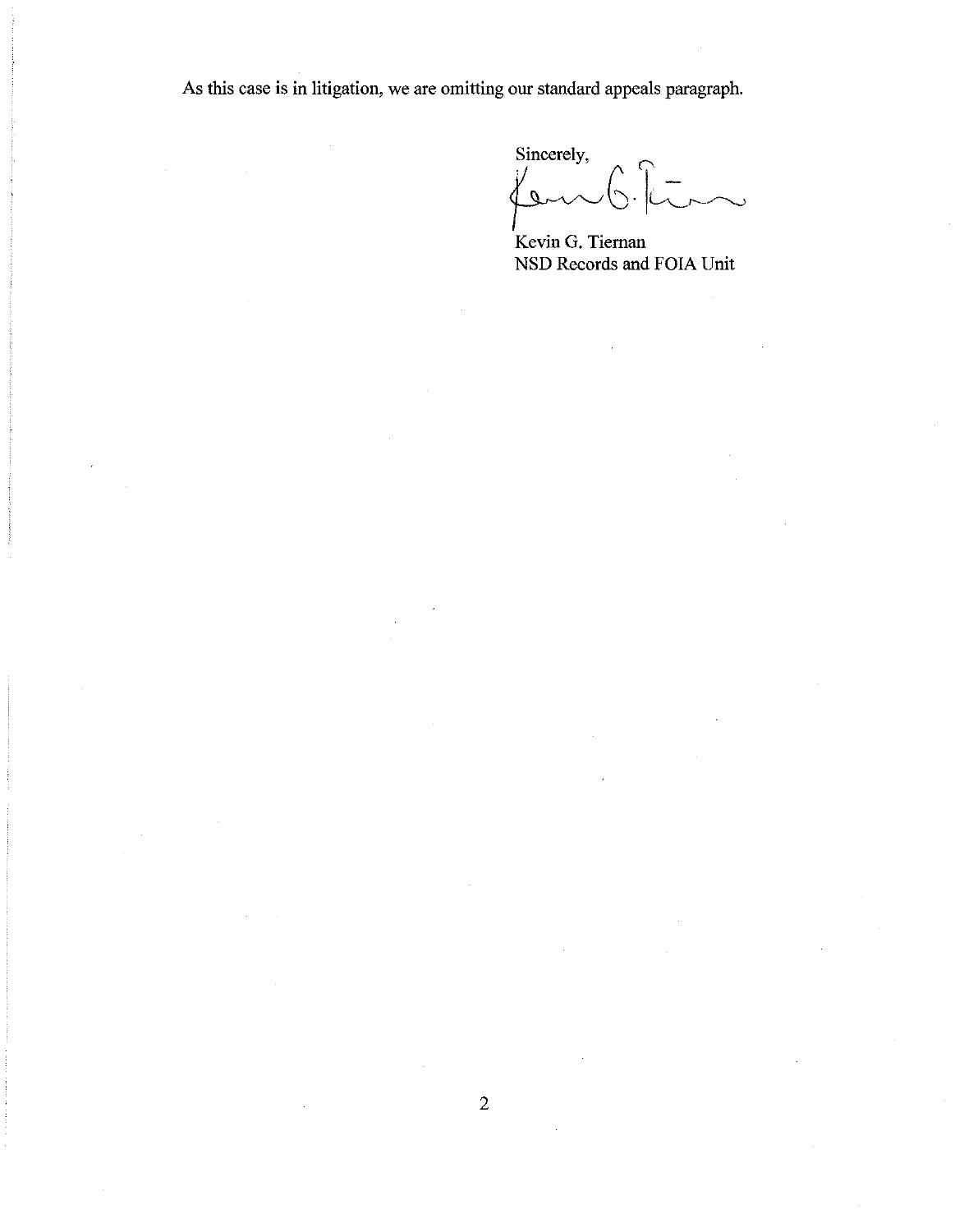As this case is in litigation, we are omitting our standard appeals paragraph.

Sincerely,

Kevin G. Tiernan
NSD Records and FOIA Unit